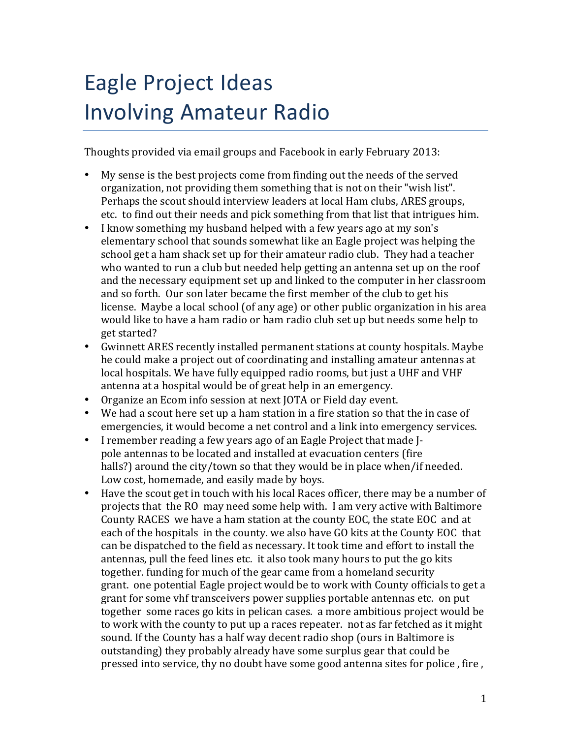# Eagle Project Ideas Involving Amateur Radio

Thoughts provided via email groups and Facebook in early February 2013:

- My sense is the best projects come from finding out the needs of the served organization, not providing them something that is not on their "wish list". Perhaps the scout should interview leaders at local Ham clubs, ARES groups, etc. to find out their needs and pick something from that list that intrigues him.
- I know something my husband helped with a few years ago at my son's elementary school that sounds somewhat like an Eagle project was helping the school get a ham shack set up for their amateur radio club. They had a teacher who wanted to run a club but needed help getting an antenna set up on the roof and the necessary equipment set up and linked to the computer in her classroom and so forth. Our son later became the first member of the club to get his license. Maybe a local school (of any age) or other public organization in his area would like to have a ham radio or ham radio club set up but needs some help to get started?
- Gwinnett ARES recently installed permanent stations at county hospitals. Maybe he could make a project out of coordinating and installing amateur antennas at local hospitals. We have fully equipped radio rooms, but just a UHF and VHF antenna at a hospital would be of great help in an emergency.
- Organize an Ecom info session at next JOTA or Field day event.
- We had a scout here set up a ham station in a fire station so that the in case of emergencies, it would become a net control and a link into emergency services.
- I remember reading a few years ago of an Eagle Project that made J-pole antennas to be located and installed at evacuation centers (fire halls?) around the city/town so that they would be in place when/if needed. Low cost, homemade, and easily made by boys.
- Have the scout get in touch with his local Races officer, there may be a number of projects that the RO may need some help with. I am very active with Baltimore County RACES we have a ham station at the county EOC, the state EOC and at each of the hospitals in the county. we also have GO kits at the County EOC that can be dispatched to the field as necessary. It took time and effort to install the antennas, pull the feed lines etc. it also took many hours to put the go kits together. funding for much of the gear came from a homeland security grant. one potential Eagle project would be to work with County officials to get a grant for some vhf transceivers power supplies portable antennas etc. on put together some races go kits in pelican cases. a more ambitious project would be to work with the county to put up a races repeater. not as far fetched as it might sound. If the County has a half way decent radio shop (ours in Baltimore is outstanding) they probably already have some surplus gear that could be pressed into service, thy no doubt have some good antenna sites for police , fire ,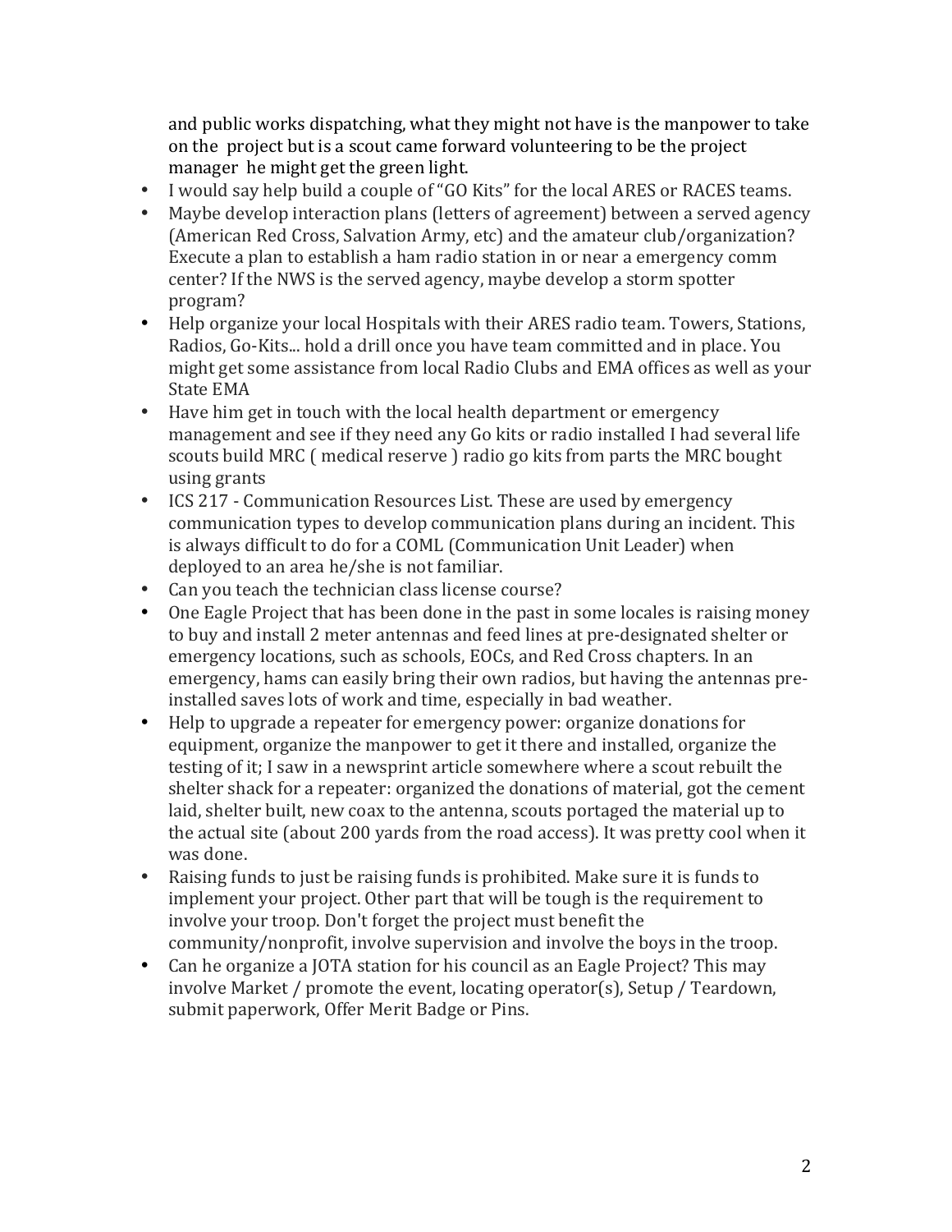and public works dispatching, what they might not have is the manpower to take on the project but is a scout came forward volunteering to be the project manager he might get the green light.

- I would say help build a couple of "GO Kits" for the local ARES or RACES teams.
- Maybe develop interaction plans (letters of agreement) between a served agency (American Red Cross, Salvation Army, etc) and the amateur club/organization? Execute a plan to establish a ham radio station in or near a emergency comm center? If the NWS is the served agency, maybe develop a storm spotter program?
- Help organize your local Hospitals with their ARES radio team. Towers, Stations, Radios, Go-Kits... hold a drill once you have team committed and in place. You might get some assistance from local Radio Clubs and EMA offices as well as your State EMA
- Have him get in touch with the local health department or emergency management and see if they need any Go kits or radio installed I had several life scouts build MRC ( medical reserve ) radio go kits from parts the MRC bought using grants
- ICS 217 - Communication Resources List. These are used by emergency communication types to develop communication plans during an incident. This is always difficult to do for a COML (Communication Unit Leader) when deployed to an area he/she is not familiar.
- Can you teach the technician class license course?
- One Eagle Project that has been done in the past in some locales is raising money to buy and install 2 meter antennas and feed lines at pre-designated shelter or emergency locations, such as schools, EOCs, and Red Cross chapters. In an emergency, hams can easily bring their own radios, but having the antennas pre-installed saves lots of work and time, especially in bad weather.
- Help to upgrade a repeater for emergency power: organize donations for equipment, organize the manpower to get it there and installed, organize the testing of it; I saw in a newsprint article somewhere where a scout rebuilt the shelter shack for a repeater: organized the donations of material, got the cement laid, shelter built, new coax to the antenna, scouts portaged the material up to the actual site (about 200 yards from the road access). It was pretty cool when it was done.
- Raising funds to just be raising funds is prohibited. Make sure it is funds to implement your project. Other part that will be tough is the requirement to involve your troop. Don't forget the project must benefit the community/nonprofit, involve supervision and involve the boys in the troop.
- Can he organize a JOTA station for his council as an Eagle Project? This may involve Market / promote the event, locating operator(s), Setup / Teardown, submit paperwork, Offer Merit Badge or Pins.